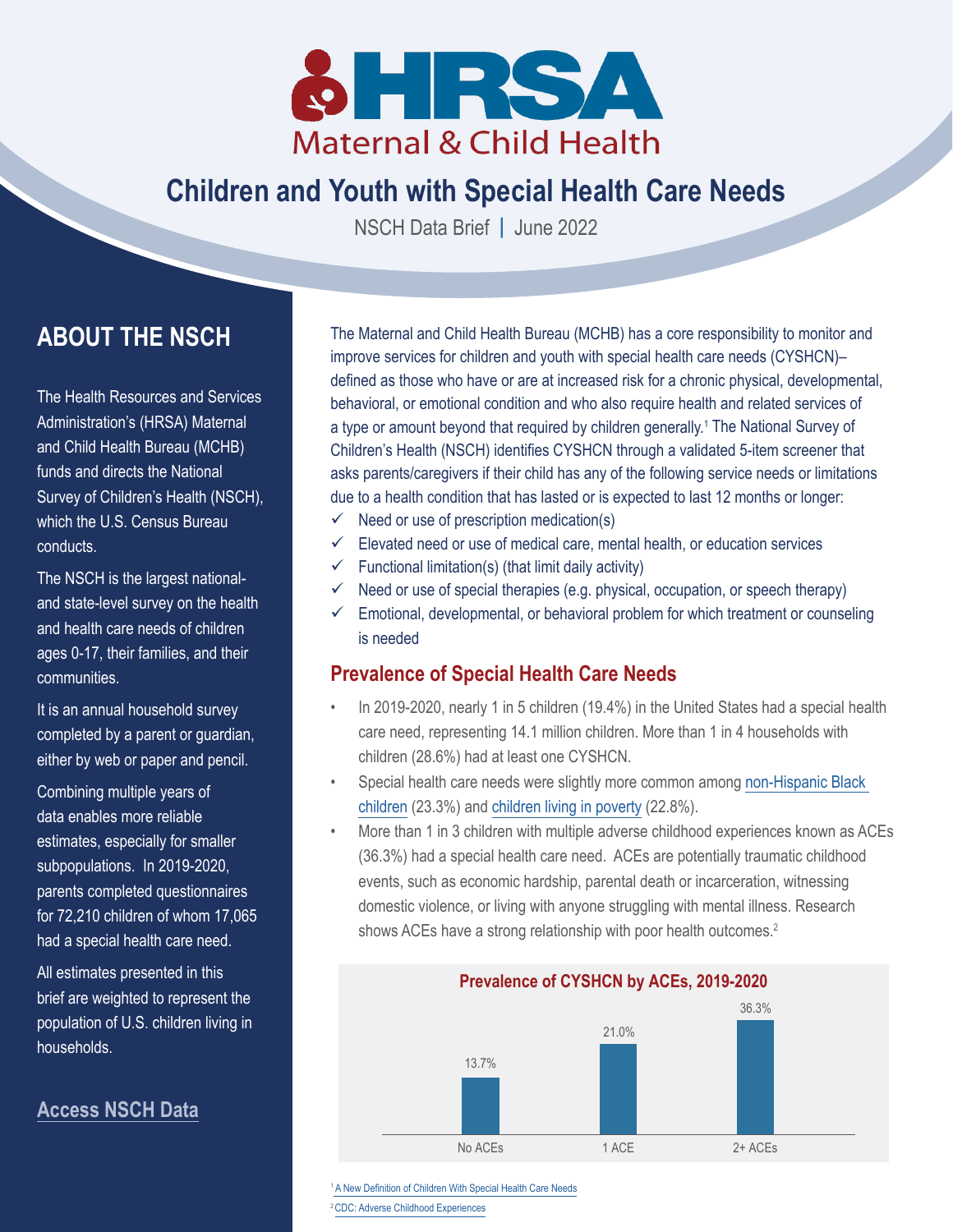# Children and Youth with Special Health Care Needs

NSCH Data Brief | June 2022

## ABOUT THE NSCH

The Health Resources and Services Administration's (HRSA) Maternal and Child Health Bureau (MCHB) funds and directs the National Survey of Children's Health (NSCH), which the U.S. Census Bureau conducts.

The NSCH is the largest national- and state-level survey on the health and health care needs of children ages 0-17, their families, and their communities.

It is an annual household survey completed by a parent or guardian, either by web or paper and pencil.

Combining multiple years of data enables more reliable estimates, especially for smaller subpopulations. In 2019-2020, parents completed questionnaires for 72,210 children of whom 17,065 had a special health care need.

All estimates presented in this brief are weighted to represent the population of U.S. children living in households.

Access NSCH Data

The Maternal and Child Health Bureau (MCHB) has a core responsibility to monitor and improve services for children and youth with special health care needs (CYSHCN)– defined as those who have or are at increased risk for a chronic physical, developmental, behavioral, or emotional condition and who also require health and related services of a type or amount beyond that required by children generally.[1] The National Survey of Children's Health (NSCH) identifies CYSHCN through a validated 5-item screener that asks parents/caregivers if their child has any of the following service needs or limitations due to a health condition that has lasted or is expected to last 12 months or longer:

- ✓ Need or use of prescription medication(s)
- ✓ Elevated need or use of medical care, mental health, or education services
- ✓ Functional limitation(s) (that limit daily activity)
- ✓ Need or use of special therapies (e.g. physical, occupation, or speech therapy)
- ✓ Emotional, developmental, or behavioral problem for which treatment or counseling is needed

## Prevalence of Special Health Care Needs

- In 2019-2020, nearly 1 in 5 children (19.4%) in the United States had a special health care need, representing 14.1 million children. More than 1 in 4 households with children (28.6%) had at least one CYSHCN.
- Special health care needs were slightly more common among non-Hispanic Black children (23.3%) and children living in poverty (22.8%).
- More than 1 in 3 children with multiple adverse childhood experiences known as ACEs (36.3%) had a special health care need. ACEs are potentially traumatic childhood events, such as economic hardship, parental death or incarceration, witnessing domestic violence, or living with anyone struggling with mental illness. Research shows ACEs have a strong relationship with poor health outcomes.[2]

**Prevalence of CYSHCN by ACEs, 2019-2020**

| ACEs | Prevalence |
|---|---|
| No ACEs | 13.7% |
| 1 ACE | 21.0% |
| 2+ ACEs | 36.3% |

[1] A New Definition of Children With Special Health Care Needs

[2] CDC: Adverse Childhood Experiences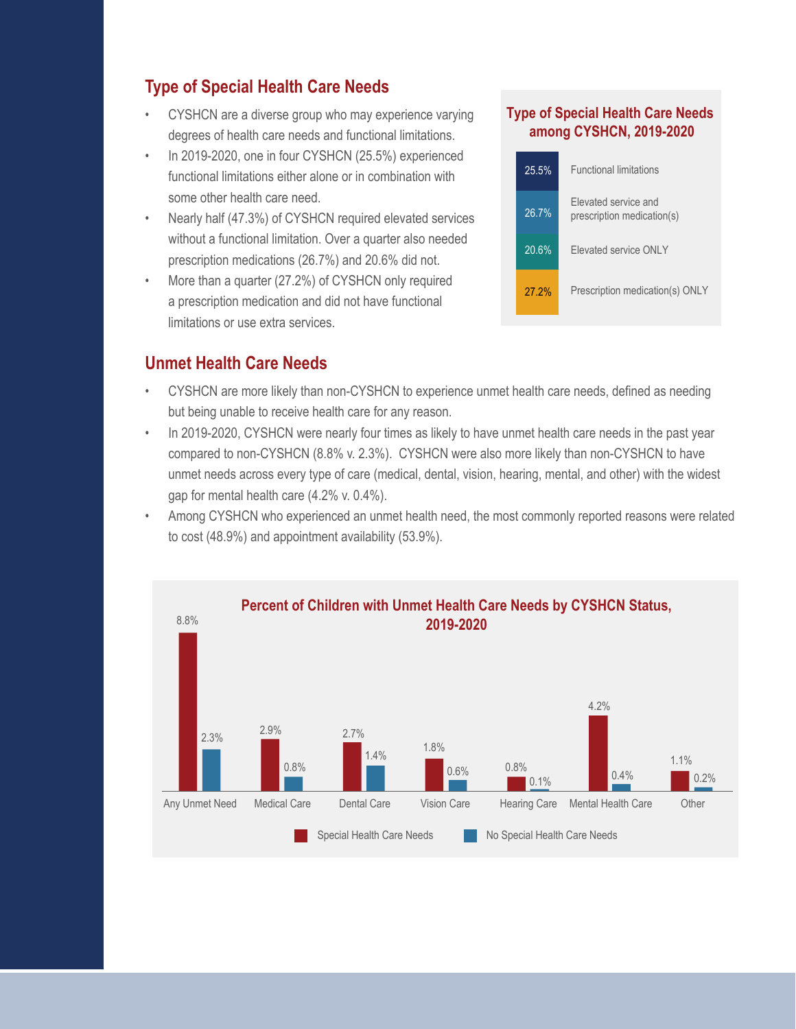## Type of Special Health Care Needs

- CYSHCN are a diverse group who may experience varying degrees of health care needs and functional limitations.
- In 2019-2020, one in four CYSHCN (25.5%) experienced functional limitations either alone or in combination with some other health care need.
- Nearly half (47.3%) of CYSHCN required elevated services without a functional limitation. Over a quarter also needed prescription medications (26.7%) and 20.6% did not.
- More than a quarter (27.2%) of CYSHCN only required a prescription medication and did not have functional limitations or use extra services.

**Type of Special Health Care Needs among CYSHCN, 2019-2020**

| Percent | Type |
|---|---|
| 25.5% | Functional limitations |
| 26.7% | Elevated service and prescription medication(s) |
| 20.6% | Elevated service ONLY |
| 27.2% | Prescription medication(s) ONLY |

## Unmet Health Care Needs

- CYSHCN are more likely than non-CYSHCN to experience unmet health care needs, defined as needing but being unable to receive health care for any reason.
- In 2019-2020, CYSHCN were nearly four times as likely to have unmet health care needs in the past year compared to non-CYSHCN (8.8% v. 2.3%). CYSHCN were also more likely than non-CYSHCN to have unmet needs across every type of care (medical, dental, vision, hearing, mental, and other) with the widest gap for mental health care (4.2% v. 0.4%).
- Among CYSHCN who experienced an unmet health need, the most commonly reported reasons were related to cost (48.9%) and appointment availability (53.9%).

**Percent of Children with Unmet Health Care Needs by CYSHCN Status, 2019-2020**

| | Special Health Care Needs | No Special Health Care Needs |
|---|---|---|
| Any Unmet Need | 8.8% | 2.3% |
| Medical Care | 2.9% | 0.8% |
| Dental Care | 2.7% | 1.4% |
| Vision Care | 1.8% | 0.6% |
| Hearing Care | 0.8% | 0.1% |
| Mental Health Care | 4.2% | 0.4% |
| Other | 1.1% | 0.2% |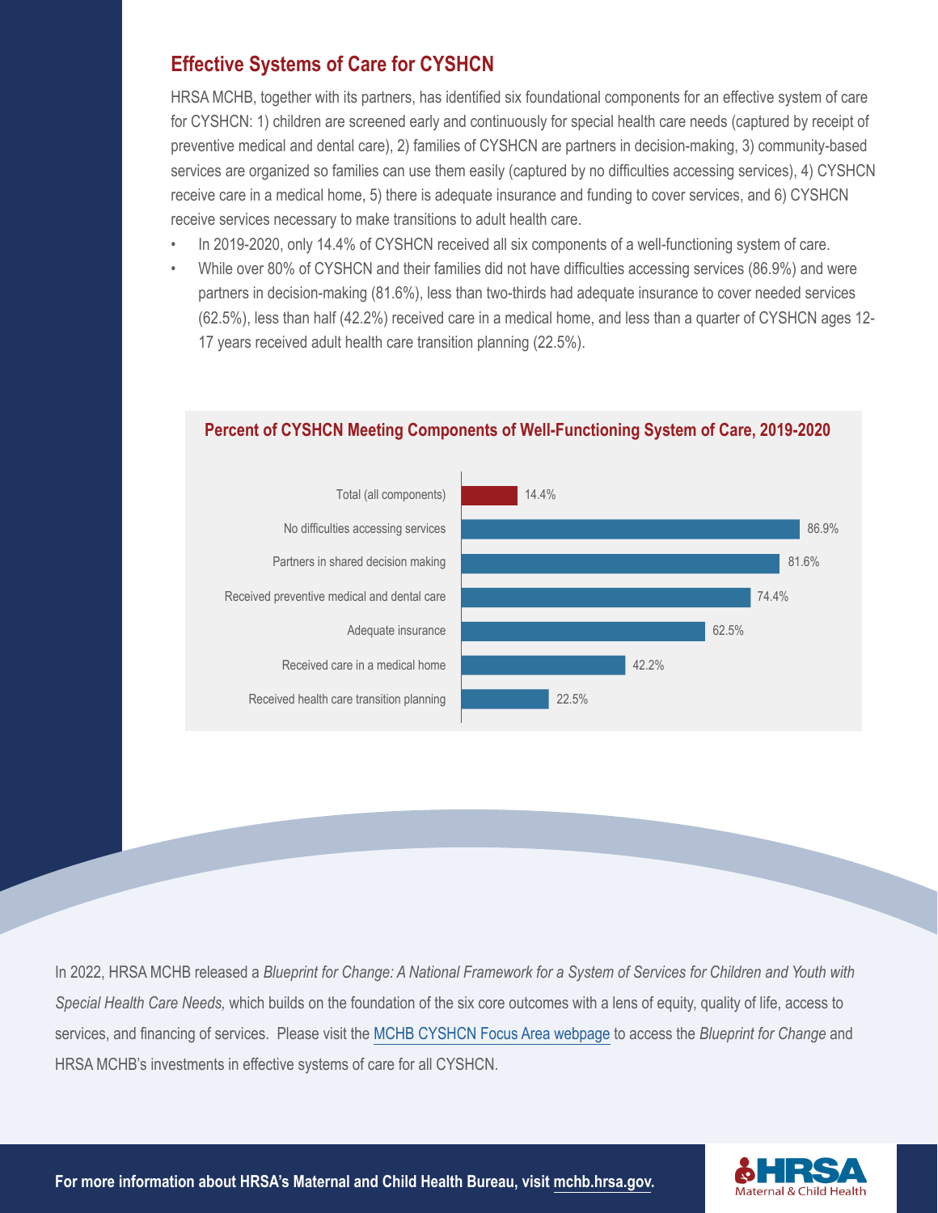## Effective Systems of Care for CYSHCN

HRSA MCHB, together with its partners, has identified six foundational components for an effective system of care for CYSHCN: 1) children are screened early and continuously for special health care needs (captured by receipt of preventive medical and dental care), 2) families of CYSHCN are partners in decision-making, 3) community-based services are organized so families can use them easily (captured by no difficulties accessing services), 4) CYSHCN receive care in a medical home, 5) there is adequate insurance and funding to cover services, and 6) CYSHCN receive services necessary to make transitions to adult health care.

- In 2019-2020, only 14.4% of CYSHCN received all six components of a well-functioning system of care.
- While over 80% of CYSHCN and their families did not have difficulties accessing services (86.9%) and were partners in decision-making (81.6%), less than two-thirds had adequate insurance to cover needed services (62.5%), less than half (42.2%) received care in a medical home, and less than a quarter of CYSHCN ages 12-17 years received adult health care transition planning (22.5%).

**Percent of CYSHCN Meeting Components of Well-Functioning System of Care, 2019-2020**

Total (all components) 14.4%
No difficulties accessing services 86.9%
Partners in shared decision making 81.6%
Received preventive medical and dental care 74.4%
Adequate insurance 62.5%
Received care in a medical home 42.2%
Received health care transition planning 22.5%

In 2022, HRSA MCHB released a *Blueprint for Change: A National Framework for a System of Services for Children and Youth with Special Health Care Needs,* which builds on the foundation of the six core outcomes with a lens of equity, quality of life, access to services, and financing of services. Please visit the MCHB CYSHCN Focus Area webpage to access the *Blueprint for Change* and HRSA MCHB's investments in effective systems of care for all CYSHCN.

**For more information about HRSA's Maternal and Child Health Bureau, visit mchb.hrsa.gov.**

HRSA Maternal & Child Health